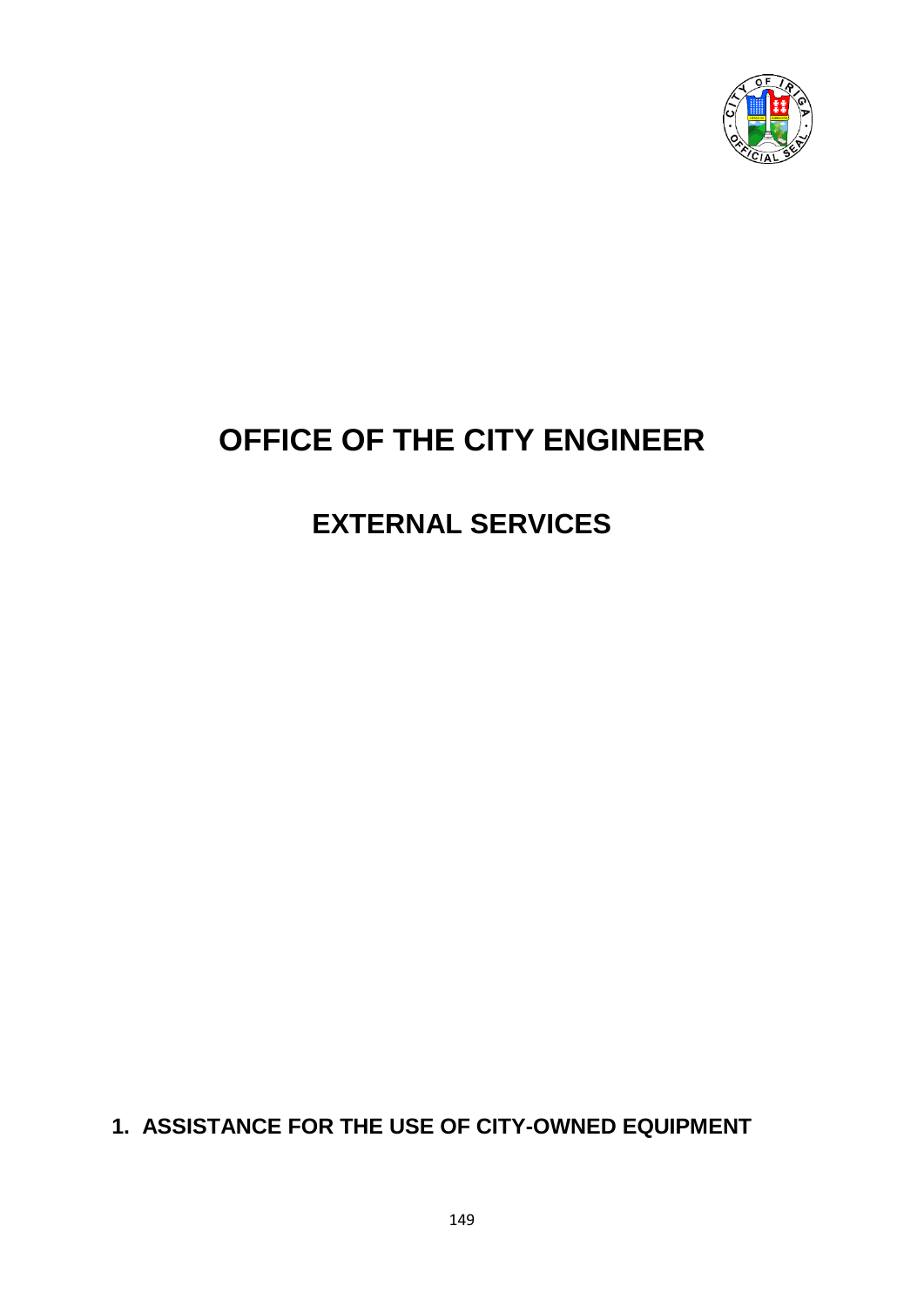# OFFICE OF THE CITY ENGINEER

## EXTERNAL SERVICES

### 1. ASSISTANCE FOR THE USE OF CITY-OWNED EQUIPMENT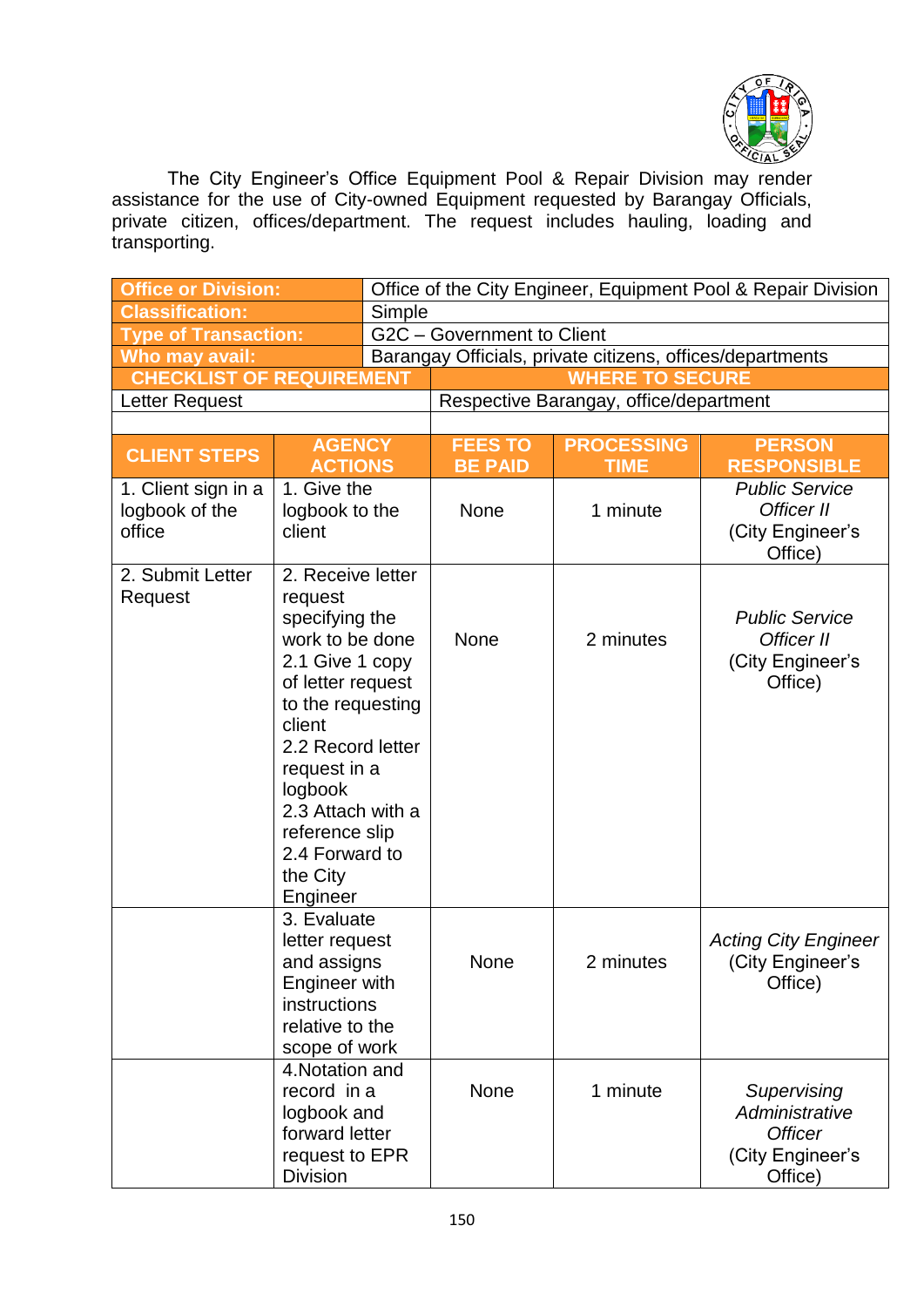The City Engineer's Office Equipment Pool & Repair Division may render assistance for the use of City-owned Equipment requested by Barangay Officials, private citizen, offices/department. The request includes hauling, loading and transporting.

| | |
|---|---|
| **Office or Division:** | Office of the City Engineer, Equipment Pool & Repair Division |
| **Classification:** | Simple |
| **Type of Transaction:** | G2C – Government to Client |
| **Who may avail:** | Barangay Officials, private citizens, offices/departments |

| CHECKLIST OF REQUIREMENT | WHERE TO SECURE |
|---|---|
| Letter Request | Respective Barangay, office/department |

| CLIENT STEPS | AGENCY ACTIONS | FEES TO BE PAID | PROCESSING TIME | PERSON RESPONSIBLE |
|---|---|---|---|---|
| 1. Client sign in a logbook of the office | 1. Give the logbook to the client | None | 1 minute | *Public Service Officer II* (City Engineer's Office) |
| 2. Submit Letter Request | 2. Receive letter request specifying the work to be done<br>2.1 Give 1 copy of letter request to the requesting client<br>2.2 Record letter request in a logbook<br>2.3 Attach with a reference slip<br>2.4 Forward to the City Engineer | None | 2 minutes | *Public Service Officer II* (City Engineer's Office) |
| | 3. Evaluate letter request and assigns Engineer with instructions relative to the scope of work | None | 2 minutes | *Acting City Engineer* (City Engineer's Office) |
| | 4.Notation and record in a logbook and forward letter request to EPR Division | None | 1 minute | *Supervising Administrative Officer* (City Engineer's Office) |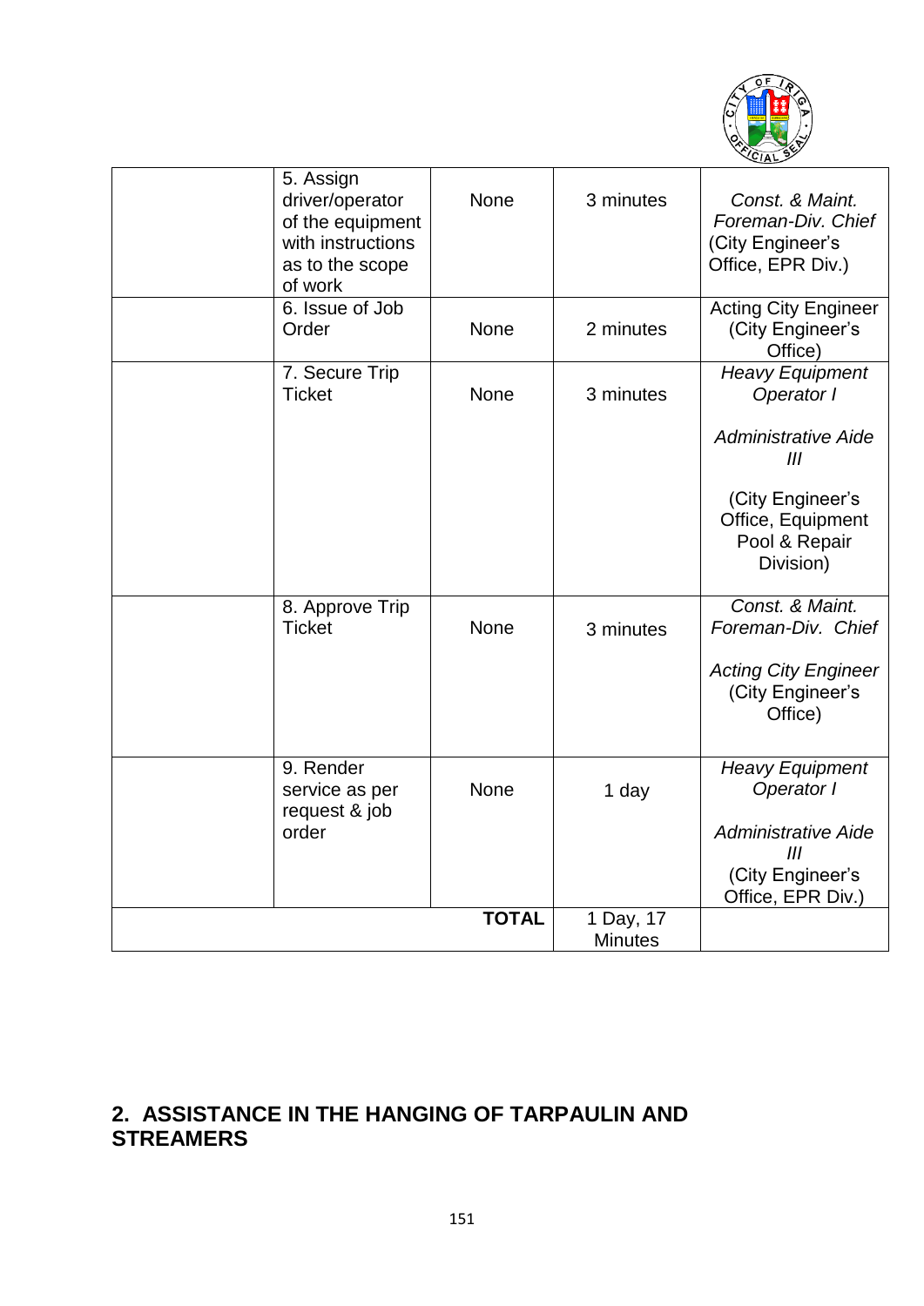| | | | | |
|---|---|---|---|---|
| | 5. Assign driver/operator of the equipment with instructions as to the scope of work | None | 3 minutes | *Const. & Maint. Foreman-Div. Chief* (City Engineer's Office, EPR Div.) |
| | 6. Issue of Job Order | None | 2 minutes | Acting City Engineer (City Engineer's Office) |
| | 7. Secure Trip Ticket | None | 3 minutes | *Heavy Equipment Operator I*<br><br>*Administrative Aide III*<br><br>(City Engineer's Office, Equipment Pool & Repair Division) |
| | 8. Approve Trip Ticket | None | 3 minutes | *Const. & Maint. Foreman-Div. Chief*<br><br>*Acting City Engineer* (City Engineer's Office) |
| | 9. Render service as per request & job order | None | 1 day | *Heavy Equipment Operator I*<br><br>*Administrative Aide III*<br>(City Engineer's Office, EPR Div.) |
| | | **TOTAL** | 1 Day, 17 Minutes | |

## 2. ASSISTANCE IN THE HANGING OF TARPAULIN AND STREAMERS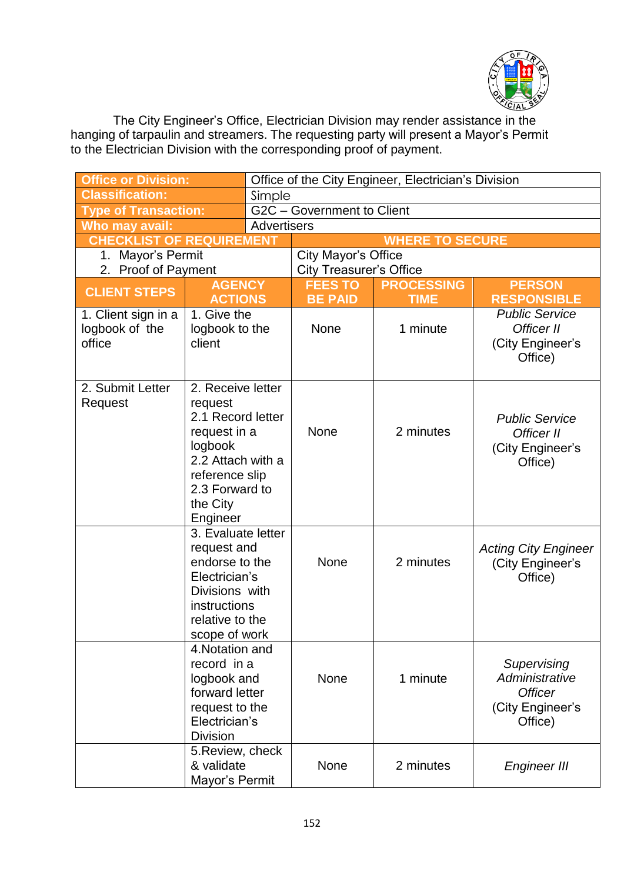The City Engineer's Office, Electrician Division may render assistance in the hanging of tarpaulin and streamers. The requesting party will present a Mayor's Permit to the Electrician Division with the corresponding proof of payment.

| **Office or Division:** | Office of the City Engineer, Electrician's Division |
|---|---|
| **Classification:** | Simple |
| **Type of Transaction:** | G2C – Government to Client |
| **Who may avail:** | Advertisers |

| **CHECKLIST OF REQUIREMENT** | **WHERE TO SECURE** |
|---|---|
| 1. Mayor's Permit | City Mayor's Office |
| 2. Proof of Payment | City Treasurer's Office |

| **CLIENT STEPS** | **AGENCY ACTIONS** | **FEES TO BE PAID** | **PROCESSING TIME** | **PERSON RESPONSIBLE** |
|---|---|---|---|---|
| 1. Client sign in a logbook of the office | 1. Give the logbook to the client | None | 1 minute | *Public Service Officer II* (City Engineer's Office) |
| 2. Submit Letter Request | 2. Receive letter request 2.1 Record letter request in a logbook 2.2 Attach with a reference slip 2.3 Forward to the City Engineer | None | 2 minutes | *Public Service Officer II* (City Engineer's Office) |
| | 3. Evaluate letter request and endorse to the Electrician's Divisions with instructions relative to the scope of work | None | 2 minutes | *Acting City Engineer* (City Engineer's Office) |
| | 4.Notation and record in a logbook and forward letter request to the Electrician's Division | None | 1 minute | *Supervising Administrative Officer* (City Engineer's Office) |
| | 5.Review, check & validate Mayor's Permit | None | 2 minutes | *Engineer III* |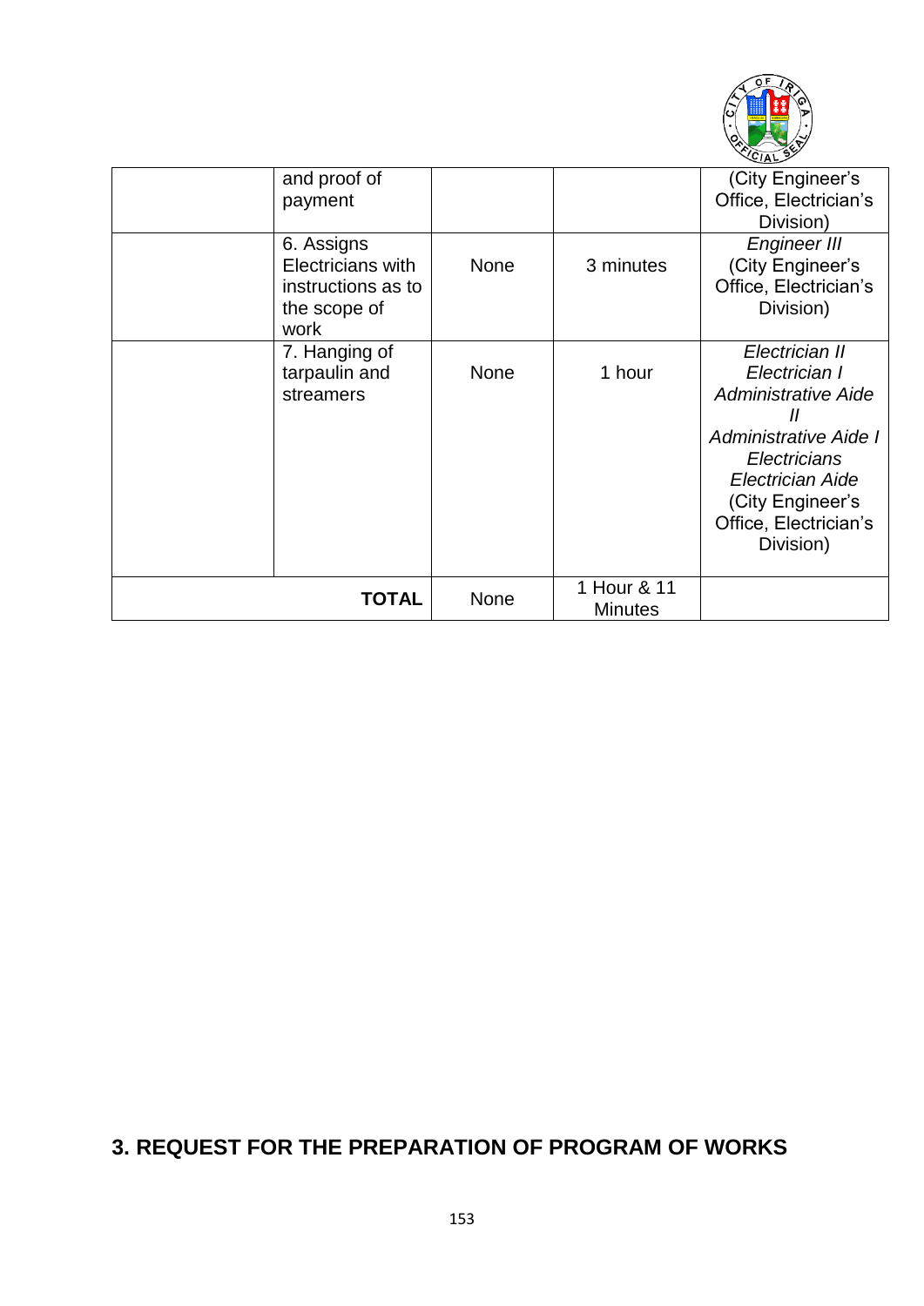| | | | | |
|---|---|---|---|---|
| | and proof of payment | | | (City Engineer's Office, Electrician's Division) |
| | 6. Assigns Electricians with instructions as to the scope of work | None | 3 minutes | *Engineer III* (City Engineer's Office, Electrician's Division) |
| | 7. Hanging of tarpaulin and streamers | None | 1 hour | *Electrician II* *Electrician I* *Administrative Aide II* *Administrative Aide I* *Electricians* *Electrician Aide* (City Engineer's Office, Electrician's Division) |
| | **TOTAL** | None | 1 Hour & 11 Minutes | |

## 3. REQUEST FOR THE PREPARATION OF PROGRAM OF WORKS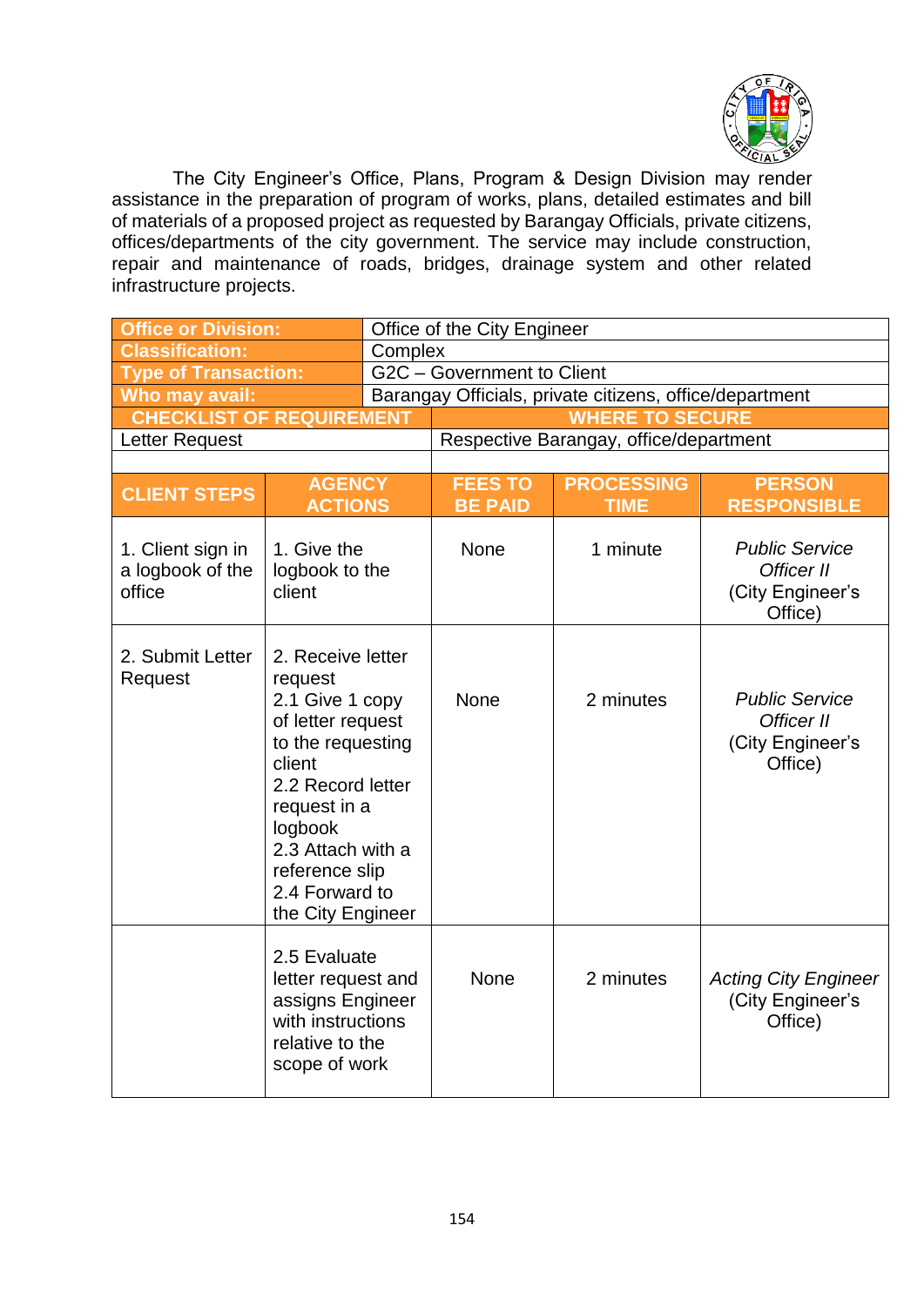The City Engineer's Office, Plans, Program & Design Division may render assistance in the preparation of program of works, plans, detailed estimates and bill of materials of a proposed project as requested by Barangay Officials, private citizens, offices/departments of the city government. The service may include construction, repair and maintenance of roads, bridges, drainage system and other related infrastructure projects.

| | |
|---|---|
| **Office or Division:** | Office of the City Engineer |
| **Classification:** | Complex |
| **Type of Transaction:** | G2C – Government to Client |
| **Who may avail:** | Barangay Officials, private citizens, office/department |
| **CHECKLIST OF REQUIREMENT** | **WHERE TO SECURE** |
| Letter Request | Respective Barangay, office/department |

| CLIENT STEPS | AGENCY ACTIONS | FEES TO BE PAID | PROCESSING TIME | PERSON RESPONSIBLE |
|---|---|---|---|---|
| 1. Client sign in a logbook of the office | 1. Give the logbook to the client | None | 1 minute | *Public Service Officer II* (City Engineer's Office) |
| 2. Submit Letter Request | 2. Receive letter request<br>2.1 Give 1 copy of letter request to the requesting client<br>2.2 Record letter request in a logbook<br>2.3 Attach with a reference slip<br>2.4 Forward to the City Engineer | None | 2 minutes | *Public Service Officer II* (City Engineer's Office) |
| | 2.5 Evaluate letter request and assigns Engineer with instructions relative to the scope of work | None | 2 minutes | *Acting City Engineer* (City Engineer's Office) |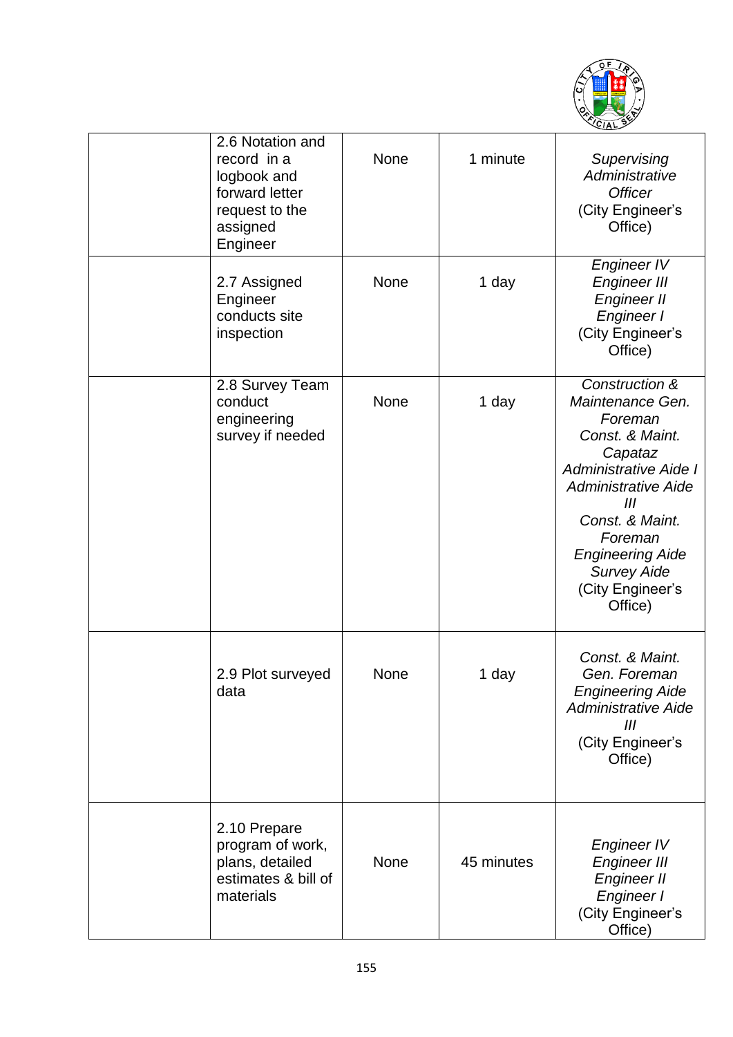| | | | | |
|---|---|---|---|---|
| | 2.6 Notation and record in a logbook and forward letter request to the assigned Engineer | None | 1 minute | *Supervising Administrative Officer* (City Engineer's Office) |
| | 2.7 Assigned Engineer conducts site inspection | None | 1 day | *Engineer IV* *Engineer III* *Engineer II* *Engineer I* (City Engineer's Office) |
| | 2.8 Survey Team conduct engineering survey if needed | None | 1 day | *Construction & Maintenance Gen. Foreman* *Const. & Maint. Capataz* *Administrative Aide I* *Administrative Aide III* *Const. & Maint. Foreman* *Engineering Aide* *Survey Aide* (City Engineer's Office) |
| | 2.9 Plot surveyed data | None | 1 day | *Const. & Maint. Gen. Foreman* *Engineering Aide* *Administrative Aide III* (City Engineer's Office) |
| | 2.10 Prepare program of work, plans, detailed estimates & bill of materials | None | 45 minutes | *Engineer IV* *Engineer III* *Engineer II* *Engineer I* (City Engineer's Office) |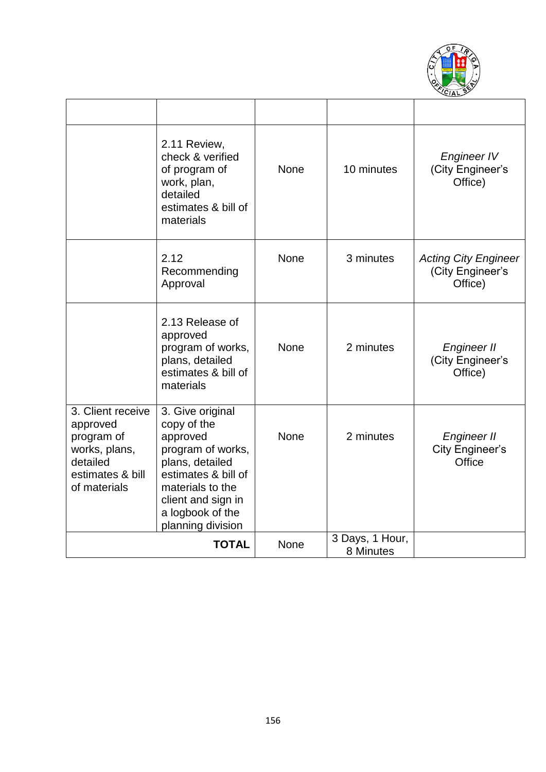| | | | | |
|---|---|---|---|---|
| | 2.11 Review, check & verified of program of work, plan, detailed estimates & bill of materials | None | 10 minutes | *Engineer IV* (City Engineer's Office) |
| | 2.12 Recommending Approval | None | 3 minutes | *Acting City Engineer* (City Engineer's Office) |
| | 2.13 Release of approved program of works, plans, detailed estimates & bill of materials | None | 2 minutes | *Engineer II* (City Engineer's Office) |
| 3. Client receive approved program of works, plans, detailed estimates & bill of materials | 3. Give original copy of the approved program of works, plans, detailed estimates & bill of materials to the client and sign in a logbook of the planning division | None | 2 minutes | *Engineer II* City Engineer's Office |
| | **TOTAL** | None | 3 Days, 1 Hour, 8 Minutes | |